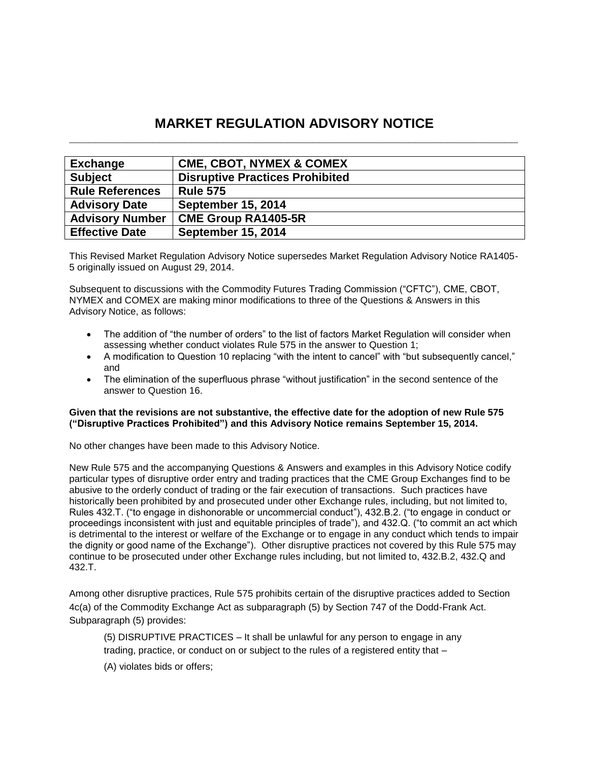# MARKET REGULATION ADVISORY NOTICE

| **Exchange** | **CME, CBOT, NYMEX & COMEX** |
|---|---|
| **Subject** | **Disruptive Practices Prohibited** |
| **Rule References** | **Rule 575** |
| **Advisory Date** | **September 15, 2014** |
| **Advisory Number** | **CME Group RA1405-5R** |
| **Effective Date** | **September 15, 2014** |

This Revised Market Regulation Advisory Notice supersedes Market Regulation Advisory Notice RA1405-5 originally issued on August 29, 2014.

Subsequent to discussions with the Commodity Futures Trading Commission ("CFTC"), CME, CBOT, NYMEX and COMEX are making minor modifications to three of the Questions & Answers in this Advisory Notice, as follows:

- The addition of "the number of orders" to the list of factors Market Regulation will consider when assessing whether conduct violates Rule 575 in the answer to Question 1;
- A modification to Question 10 replacing "with the intent to cancel" with "but subsequently cancel," and
- The elimination of the superfluous phrase "without justification" in the second sentence of the answer to Question 16.

**Given that the revisions are not substantive, the effective date for the adoption of new Rule 575 ("Disruptive Practices Prohibited") and this Advisory Notice remains September 15, 2014.**

No other changes have been made to this Advisory Notice.

New Rule 575 and the accompanying Questions & Answers and examples in this Advisory Notice codify particular types of disruptive order entry and trading practices that the CME Group Exchanges find to be abusive to the orderly conduct of trading or the fair execution of transactions. Such practices have historically been prohibited by and prosecuted under other Exchange rules, including, but not limited to, Rules 432.T. ("to engage in dishonorable or uncommercial conduct"), 432.B.2. ("to engage in conduct or proceedings inconsistent with just and equitable principles of trade"), and 432.Q. ("to commit an act which is detrimental to the interest or welfare of the Exchange or to engage in any conduct which tends to impair the dignity or good name of the Exchange"). Other disruptive practices not covered by this Rule 575 may continue to be prosecuted under other Exchange rules including, but not limited to, 432.B.2, 432.Q and 432.T.

Among other disruptive practices, Rule 575 prohibits certain of the disruptive practices added to Section 4c(a) of the Commodity Exchange Act as subparagraph (5) by Section 747 of the Dodd-Frank Act. Subparagraph (5) provides:

> (5) DISRUPTIVE PRACTICES – It shall be unlawful for any person to engage in any trading, practice, or conduct on or subject to the rules of a registered entity that –
>
> (A) violates bids or offers;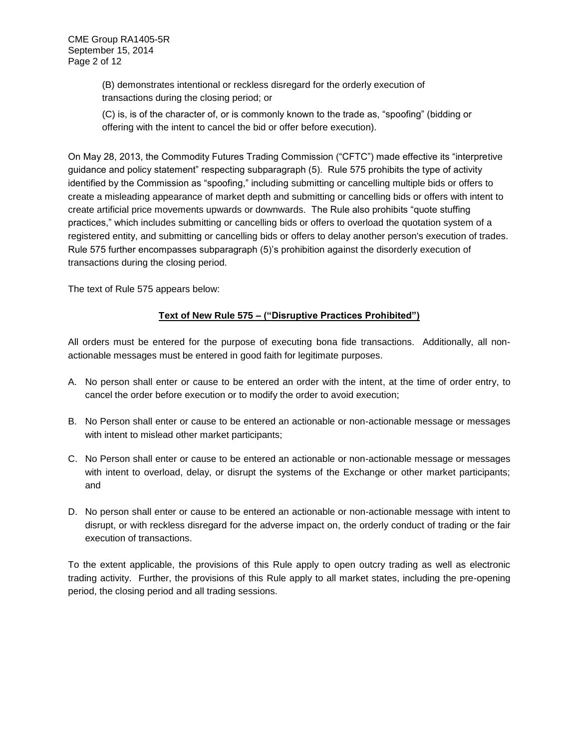(B) demonstrates intentional or reckless disregard for the orderly execution of transactions during the closing period; or

(C) is, is of the character of, or is commonly known to the trade as, "spoofing" (bidding or offering with the intent to cancel the bid or offer before execution).

On May 28, 2013, the Commodity Futures Trading Commission ("CFTC") made effective its "interpretive guidance and policy statement" respecting subparagraph (5). Rule 575 prohibits the type of activity identified by the Commission as "spoofing," including submitting or cancelling multiple bids or offers to create a misleading appearance of market depth and submitting or cancelling bids or offers with intent to create artificial price movements upwards or downwards. The Rule also prohibits "quote stuffing practices," which includes submitting or cancelling bids or offers to overload the quotation system of a registered entity, and submitting or cancelling bids or offers to delay another person's execution of trades. Rule 575 further encompasses subparagraph (5)'s prohibition against the disorderly execution of transactions during the closing period.

The text of Rule 575 appears below:

**<u>Text of New Rule 575 – ("Disruptive Practices Prohibited")</u>**

All orders must be entered for the purpose of executing bona fide transactions. Additionally, all non-actionable messages must be entered in good faith for legitimate purposes.

A. No person shall enter or cause to be entered an order with the intent, at the time of order entry, to cancel the order before execution or to modify the order to avoid execution;

B. No Person shall enter or cause to be entered an actionable or non-actionable message or messages with intent to mislead other market participants;

C. No Person shall enter or cause to be entered an actionable or non-actionable message or messages with intent to overload, delay, or disrupt the systems of the Exchange or other market participants; and

D. No person shall enter or cause to be entered an actionable or non-actionable message with intent to disrupt, or with reckless disregard for the adverse impact on, the orderly conduct of trading or the fair execution of transactions.

To the extent applicable, the provisions of this Rule apply to open outcry trading as well as electronic trading activity. Further, the provisions of this Rule apply to all market states, including the pre-opening period, the closing period and all trading sessions.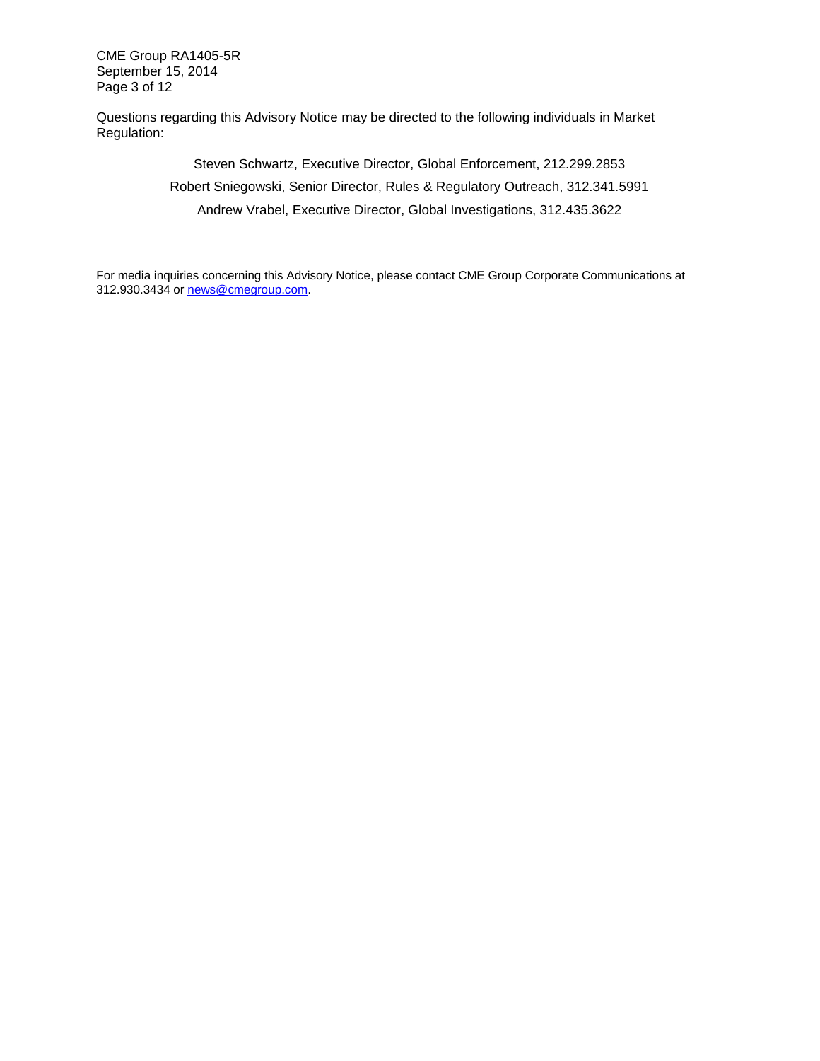Questions regarding this Advisory Notice may be directed to the following individuals in Market Regulation:

Steven Schwartz, Executive Director, Global Enforcement, 212.299.2853

Robert Sniegowski, Senior Director, Rules & Regulatory Outreach, 312.341.5991

Andrew Vrabel, Executive Director, Global Investigations, 312.435.3622

For media inquiries concerning this Advisory Notice, please contact CME Group Corporate Communications at 312.930.3434 or news@cmegroup.com.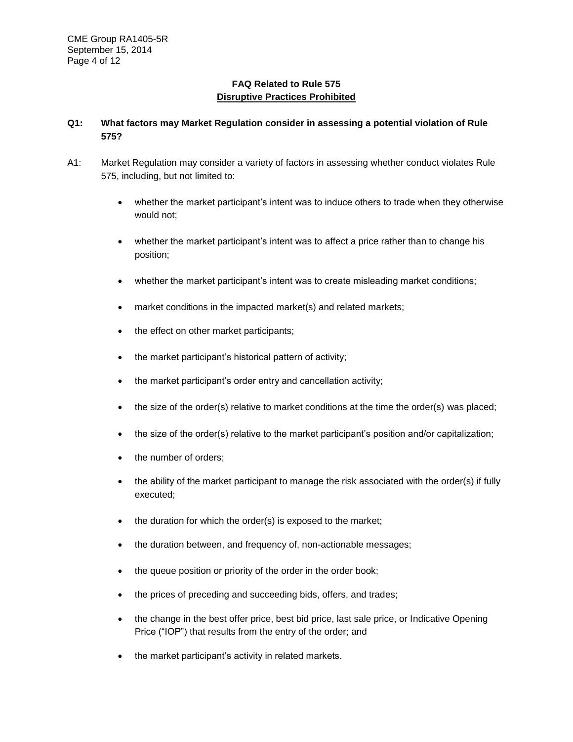## FAQ Related to Rule 575

## Disruptive Practices Prohibited

**Q1: What factors may Market Regulation consider in assessing a potential violation of Rule 575?**

A1: Market Regulation may consider a variety of factors in assessing whether conduct violates Rule 575, including, but not limited to:

- whether the market participant's intent was to induce others to trade when they otherwise would not;
- whether the market participant's intent was to affect a price rather than to change his position;
- whether the market participant's intent was to create misleading market conditions;
- market conditions in the impacted market(s) and related markets;
- the effect on other market participants;
- the market participant's historical pattern of activity;
- the market participant's order entry and cancellation activity;
- the size of the order(s) relative to market conditions at the time the order(s) was placed;
- the size of the order(s) relative to the market participant's position and/or capitalization;
- the number of orders;
- the ability of the market participant to manage the risk associated with the order(s) if fully executed;
- the duration for which the order(s) is exposed to the market;
- the duration between, and frequency of, non-actionable messages;
- the queue position or priority of the order in the order book;
- the prices of preceding and succeeding bids, offers, and trades;
- the change in the best offer price, best bid price, last sale price, or Indicative Opening Price ("IOP") that results from the entry of the order; and
- the market participant's activity in related markets.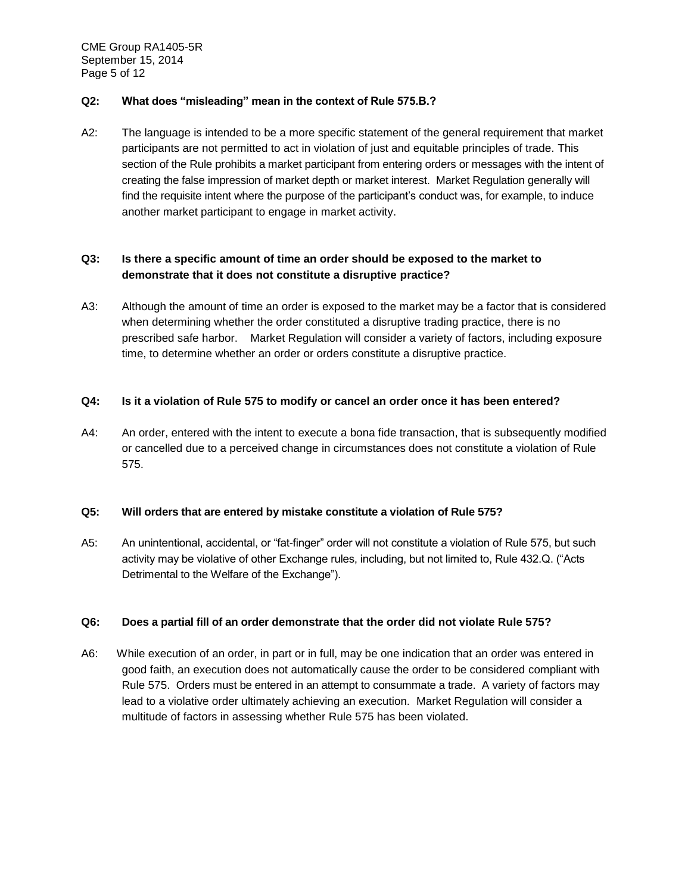**Q2: What does "misleading" mean in the context of Rule 575.B.?**

A2: The language is intended to be a more specific statement of the general requirement that market participants are not permitted to act in violation of just and equitable principles of trade. This section of the Rule prohibits a market participant from entering orders or messages with the intent of creating the false impression of market depth or market interest. Market Regulation generally will find the requisite intent where the purpose of the participant's conduct was, for example, to induce another market participant to engage in market activity.

**Q3: Is there a specific amount of time an order should be exposed to the market to demonstrate that it does not constitute a disruptive practice?**

A3: Although the amount of time an order is exposed to the market may be a factor that is considered when determining whether the order constituted a disruptive trading practice, there is no prescribed safe harbor. Market Regulation will consider a variety of factors, including exposure time, to determine whether an order or orders constitute a disruptive practice.

**Q4: Is it a violation of Rule 575 to modify or cancel an order once it has been entered?**

A4: An order, entered with the intent to execute a bona fide transaction, that is subsequently modified or cancelled due to a perceived change in circumstances does not constitute a violation of Rule 575.

**Q5: Will orders that are entered by mistake constitute a violation of Rule 575?**

A5: An unintentional, accidental, or "fat-finger" order will not constitute a violation of Rule 575, but such activity may be violative of other Exchange rules, including, but not limited to, Rule 432.Q. ("Acts Detrimental to the Welfare of the Exchange").

**Q6: Does a partial fill of an order demonstrate that the order did not violate Rule 575?**

A6: While execution of an order, in part or in full, may be one indication that an order was entered in good faith, an execution does not automatically cause the order to be considered compliant with Rule 575. Orders must be entered in an attempt to consummate a trade. A variety of factors may lead to a violative order ultimately achieving an execution. Market Regulation will consider a multitude of factors in assessing whether Rule 575 has been violated.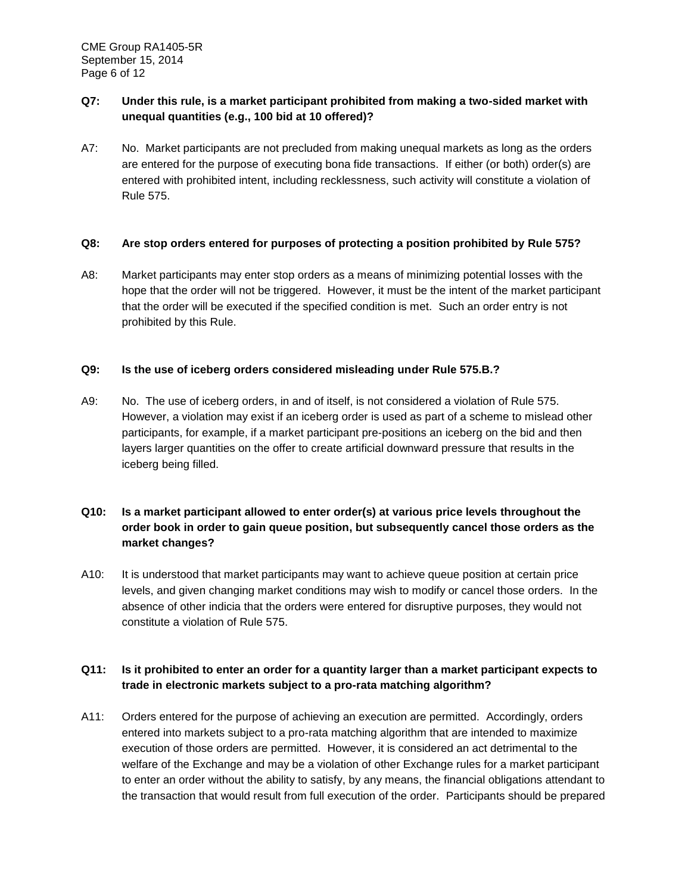**Q7: Under this rule, is a market participant prohibited from making a two-sided market with unequal quantities (e.g., 100 bid at 10 offered)?**

A7: No. Market participants are not precluded from making unequal markets as long as the orders are entered for the purpose of executing bona fide transactions. If either (or both) order(s) are entered with prohibited intent, including recklessness, such activity will constitute a violation of Rule 575.

**Q8: Are stop orders entered for purposes of protecting a position prohibited by Rule 575?**

A8: Market participants may enter stop orders as a means of minimizing potential losses with the hope that the order will not be triggered. However, it must be the intent of the market participant that the order will be executed if the specified condition is met. Such an order entry is not prohibited by this Rule.

**Q9: Is the use of iceberg orders considered misleading under Rule 575.B.?**

A9: No. The use of iceberg orders, in and of itself, is not considered a violation of Rule 575. However, a violation may exist if an iceberg order is used as part of a scheme to mislead other participants, for example, if a market participant pre-positions an iceberg on the bid and then layers larger quantities on the offer to create artificial downward pressure that results in the iceberg being filled.

**Q10: Is a market participant allowed to enter order(s) at various price levels throughout the order book in order to gain queue position, but subsequently cancel those orders as the market changes?**

A10: It is understood that market participants may want to achieve queue position at certain price levels, and given changing market conditions may wish to modify or cancel those orders. In the absence of other indicia that the orders were entered for disruptive purposes, they would not constitute a violation of Rule 575.

**Q11: Is it prohibited to enter an order for a quantity larger than a market participant expects to trade in electronic markets subject to a pro-rata matching algorithm?**

A11: Orders entered for the purpose of achieving an execution are permitted. Accordingly, orders entered into markets subject to a pro-rata matching algorithm that are intended to maximize execution of those orders are permitted. However, it is considered an act detrimental to the welfare of the Exchange and may be a violation of other Exchange rules for a market participant to enter an order without the ability to satisfy, by any means, the financial obligations attendant to the transaction that would result from full execution of the order. Participants should be prepared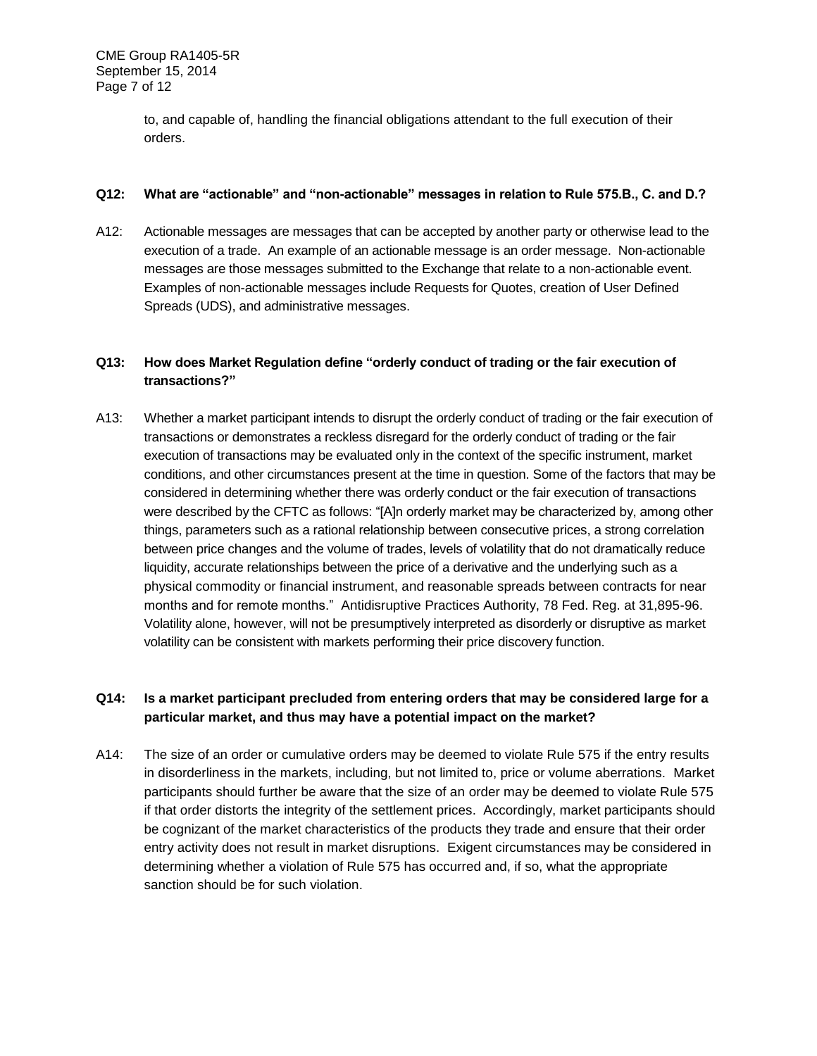to, and capable of, handling the financial obligations attendant to the full execution of their orders.

**Q12: What are "actionable" and "non-actionable" messages in relation to Rule 575.B., C. and D.?**

A12: Actionable messages are messages that can be accepted by another party or otherwise lead to the execution of a trade. An example of an actionable message is an order message. Non-actionable messages are those messages submitted to the Exchange that relate to a non-actionable event. Examples of non-actionable messages include Requests for Quotes, creation of User Defined Spreads (UDS), and administrative messages.

**Q13: How does Market Regulation define "orderly conduct of trading or the fair execution of transactions?"**

A13: Whether a market participant intends to disrupt the orderly conduct of trading or the fair execution of transactions or demonstrates a reckless disregard for the orderly conduct of trading or the fair execution of transactions may be evaluated only in the context of the specific instrument, market conditions, and other circumstances present at the time in question. Some of the factors that may be considered in determining whether there was orderly conduct or the fair execution of transactions were described by the CFTC as follows: "[A]n orderly market may be characterized by, among other things, parameters such as a rational relationship between consecutive prices, a strong correlation between price changes and the volume of trades, levels of volatility that do not dramatically reduce liquidity, accurate relationships between the price of a derivative and the underlying such as a physical commodity or financial instrument, and reasonable spreads between contracts for near months and for remote months." Antidisruptive Practices Authority, 78 Fed. Reg. at 31,895-96. Volatility alone, however, will not be presumptively interpreted as disorderly or disruptive as market volatility can be consistent with markets performing their price discovery function.

**Q14: Is a market participant precluded from entering orders that may be considered large for a particular market, and thus may have a potential impact on the market?**

A14: The size of an order or cumulative orders may be deemed to violate Rule 575 if the entry results in disorderliness in the markets, including, but not limited to, price or volume aberrations. Market participants should further be aware that the size of an order may be deemed to violate Rule 575 if that order distorts the integrity of the settlement prices. Accordingly, market participants should be cognizant of the market characteristics of the products they trade and ensure that their order entry activity does not result in market disruptions. Exigent circumstances may be considered in determining whether a violation of Rule 575 has occurred and, if so, what the appropriate sanction should be for such violation.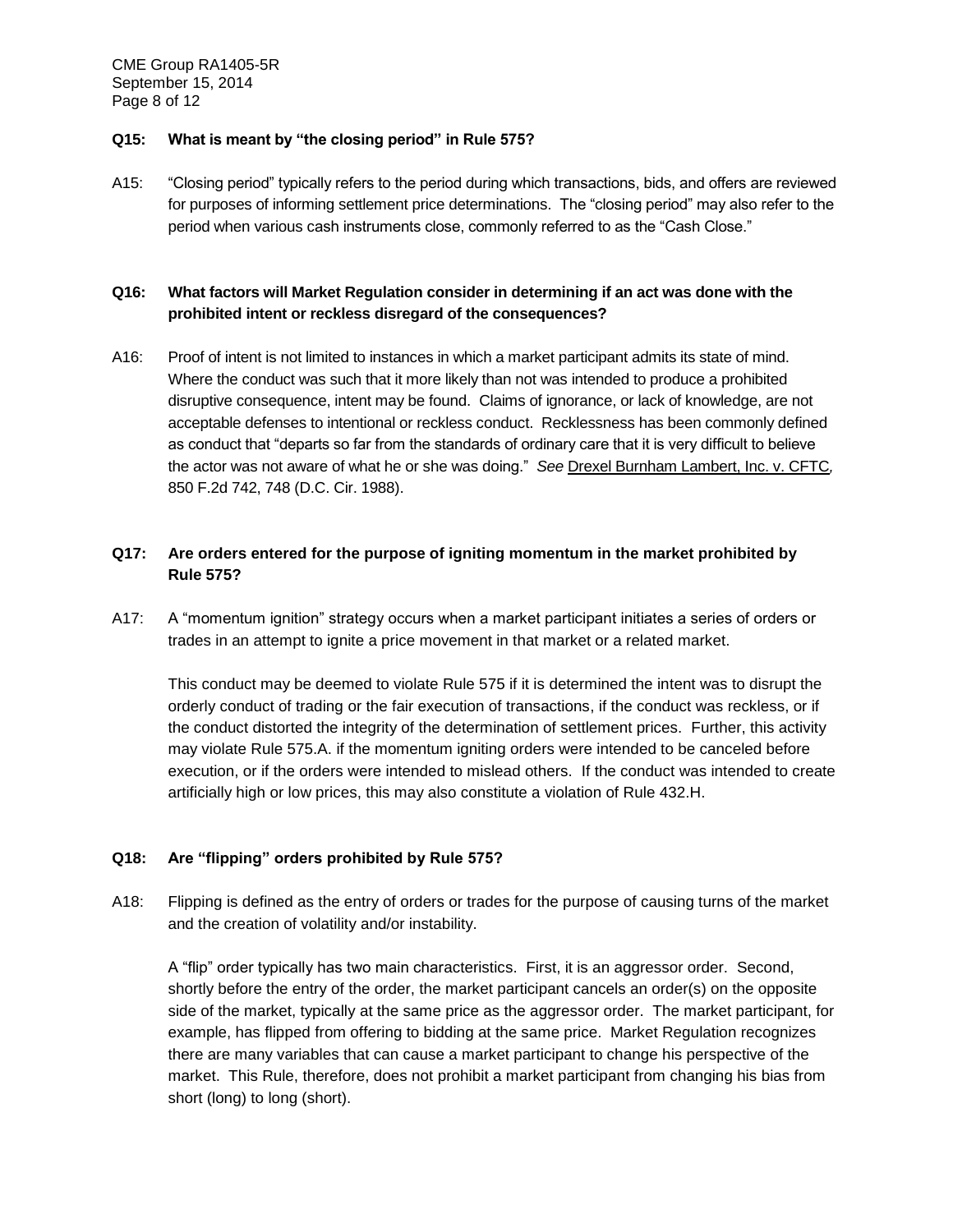**Q15: What is meant by "the closing period" in Rule 575?**

A15: "Closing period" typically refers to the period during which transactions, bids, and offers are reviewed for purposes of informing settlement price determinations. The "closing period" may also refer to the period when various cash instruments close, commonly referred to as the "Cash Close."

**Q16: What factors will Market Regulation consider in determining if an act was done with the prohibited intent or reckless disregard of the consequences?**

A16: Proof of intent is not limited to instances in which a market participant admits its state of mind. Where the conduct was such that it more likely than not was intended to produce a prohibited disruptive consequence, intent may be found. Claims of ignorance, or lack of knowledge, are not acceptable defenses to intentional or reckless conduct. Recklessness has been commonly defined as conduct that "departs so far from the standards of ordinary care that it is very difficult to believe the actor was not aware of what he or she was doing." *See* Drexel Burnham Lambert, Inc. v. CFTC, 850 F.2d 742, 748 (D.C. Cir. 1988).

**Q17: Are orders entered for the purpose of igniting momentum in the market prohibited by Rule 575?**

A17: A "momentum ignition" strategy occurs when a market participant initiates a series of orders or trades in an attempt to ignite a price movement in that market or a related market.

This conduct may be deemed to violate Rule 575 if it is determined the intent was to disrupt the orderly conduct of trading or the fair execution of transactions, if the conduct was reckless, or if the conduct distorted the integrity of the determination of settlement prices. Further, this activity may violate Rule 575.A. if the momentum igniting orders were intended to be canceled before execution, or if the orders were intended to mislead others. If the conduct was intended to create artificially high or low prices, this may also constitute a violation of Rule 432.H.

**Q18: Are "flipping" orders prohibited by Rule 575?**

A18: Flipping is defined as the entry of orders or trades for the purpose of causing turns of the market and the creation of volatility and/or instability.

A "flip" order typically has two main characteristics. First, it is an aggressor order. Second, shortly before the entry of the order, the market participant cancels an order(s) on the opposite side of the market, typically at the same price as the aggressor order. The market participant, for example, has flipped from offering to bidding at the same price. Market Regulation recognizes there are many variables that can cause a market participant to change his perspective of the market. This Rule, therefore, does not prohibit a market participant from changing his bias from short (long) to long (short).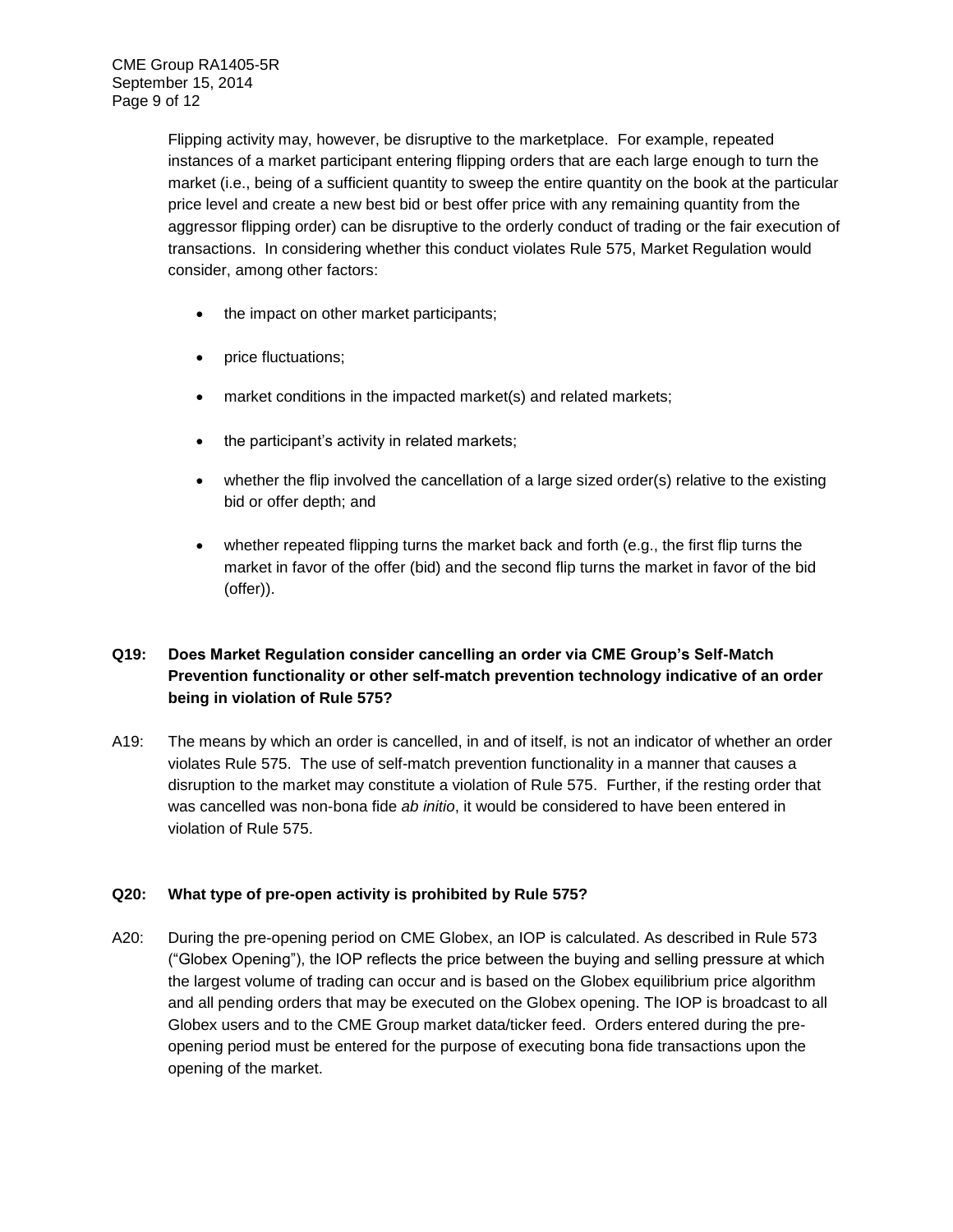Flipping activity may, however, be disruptive to the marketplace. For example, repeated instances of a market participant entering flipping orders that are each large enough to turn the market (i.e., being of a sufficient quantity to sweep the entire quantity on the book at the particular price level and create a new best bid or best offer price with any remaining quantity from the aggressor flipping order) can be disruptive to the orderly conduct of trading or the fair execution of transactions. In considering whether this conduct violates Rule 575, Market Regulation would consider, among other factors:

- the impact on other market participants;
- price fluctuations;
- market conditions in the impacted market(s) and related markets;
- the participant's activity in related markets;
- whether the flip involved the cancellation of a large sized order(s) relative to the existing bid or offer depth; and
- whether repeated flipping turns the market back and forth (e.g., the first flip turns the market in favor of the offer (bid) and the second flip turns the market in favor of the bid (offer)).

**Q19: Does Market Regulation consider cancelling an order via CME Group's Self-Match Prevention functionality or other self-match prevention technology indicative of an order being in violation of Rule 575?**

A19: The means by which an order is cancelled, in and of itself, is not an indicator of whether an order violates Rule 575. The use of self-match prevention functionality in a manner that causes a disruption to the market may constitute a violation of Rule 575. Further, if the resting order that was cancelled was non-bona fide *ab initio*, it would be considered to have been entered in violation of Rule 575.

**Q20: What type of pre-open activity is prohibited by Rule 575?**

A20: During the pre-opening period on CME Globex, an IOP is calculated. As described in Rule 573 ("Globex Opening"), the IOP reflects the price between the buying and selling pressure at which the largest volume of trading can occur and is based on the Globex equilibrium price algorithm and all pending orders that may be executed on the Globex opening. The IOP is broadcast to all Globex users and to the CME Group market data/ticker feed. Orders entered during the pre-opening period must be entered for the purpose of executing bona fide transactions upon the opening of the market.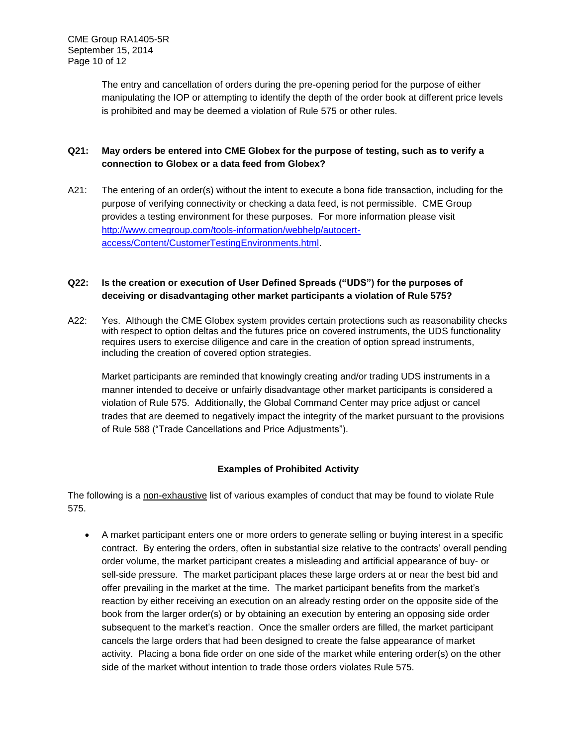The entry and cancellation of orders during the pre-opening period for the purpose of either manipulating the IOP or attempting to identify the depth of the order book at different price levels is prohibited and may be deemed a violation of Rule 575 or other rules.

**Q21: May orders be entered into CME Globex for the purpose of testing, such as to verify a connection to Globex or a data feed from Globex?**

A21: The entering of an order(s) without the intent to execute a bona fide transaction, including for the purpose of verifying connectivity or checking a data feed, is not permissible. CME Group provides a testing environment for these purposes. For more information please visit [http://www.cmegroup.com/tools-information/webhelp/autocert-access/Content/CustomerTestingEnvironments.html](http://www.cmegroup.com/tools-information/webhelp/autocert-access/Content/CustomerTestingEnvironments.html).

**Q22: Is the creation or execution of User Defined Spreads ("UDS") for the purposes of deceiving or disadvantaging other market participants a violation of Rule 575?**

A22: Yes. Although the CME Globex system provides certain protections such as reasonability checks with respect to option deltas and the futures price on covered instruments, the UDS functionality requires users to exercise diligence and care in the creation of option spread instruments, including the creation of covered option strategies.

Market participants are reminded that knowingly creating and/or trading UDS instruments in a manner intended to deceive or unfairly disadvantage other market participants is considered a violation of Rule 575. Additionally, the Global Command Center may price adjust or cancel trades that are deemed to negatively impact the integrity of the market pursuant to the provisions of Rule 588 ("Trade Cancellations and Price Adjustments").

## Examples of Prohibited Activity

The following is a non-exhaustive list of various examples of conduct that may be found to violate Rule 575.

- A market participant enters one or more orders to generate selling or buying interest in a specific contract. By entering the orders, often in substantial size relative to the contracts' overall pending order volume, the market participant creates a misleading and artificial appearance of buy- or sell-side pressure. The market participant places these large orders at or near the best bid and offer prevailing in the market at the time. The market participant benefits from the market's reaction by either receiving an execution on an already resting order on the opposite side of the book from the larger order(s) or by obtaining an execution by entering an opposing side order subsequent to the market's reaction. Once the smaller orders are filled, the market participant cancels the large orders that had been designed to create the false appearance of market activity. Placing a bona fide order on one side of the market while entering order(s) on the other side of the market without intention to trade those orders violates Rule 575.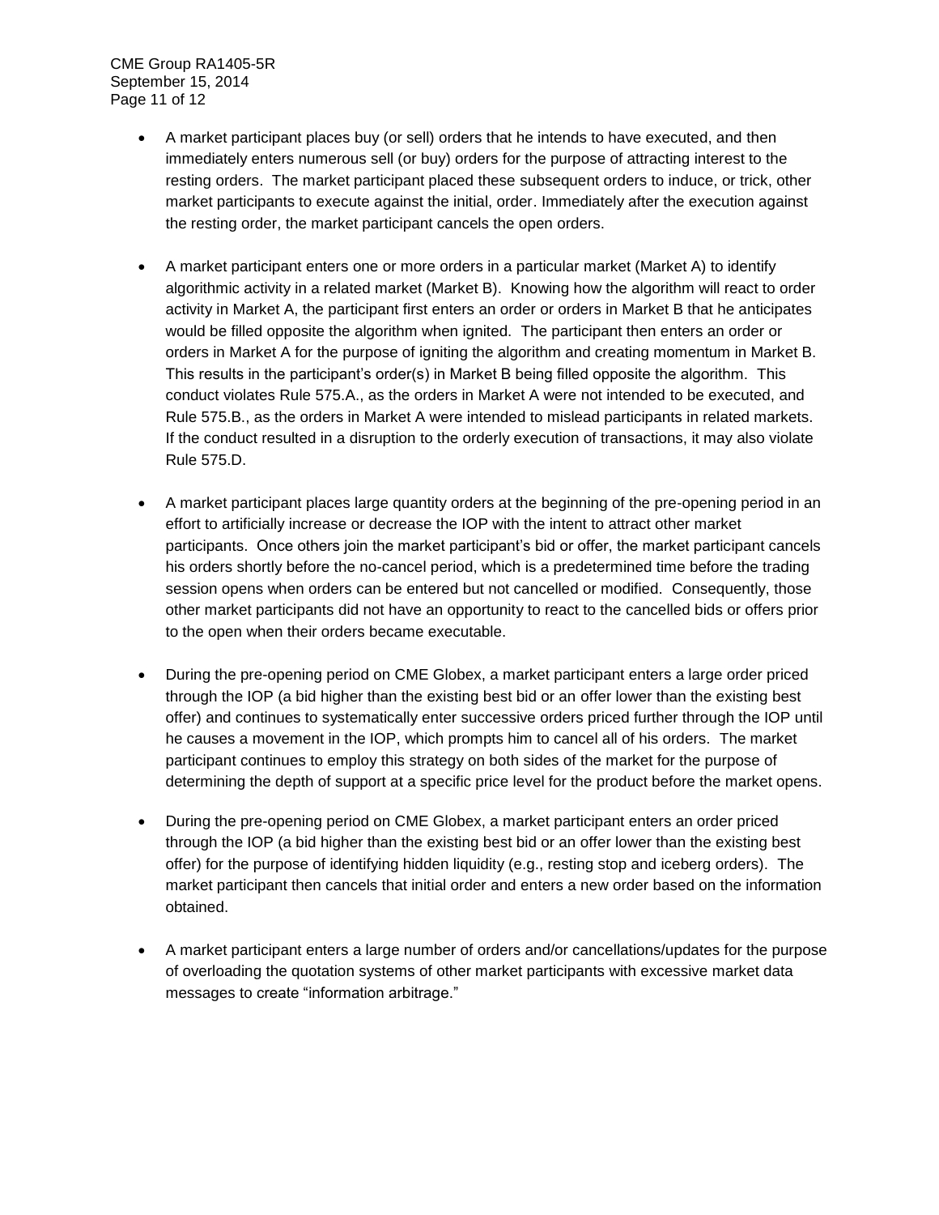- A market participant places buy (or sell) orders that he intends to have executed, and then immediately enters numerous sell (or buy) orders for the purpose of attracting interest to the resting orders. The market participant placed these subsequent orders to induce, or trick, other market participants to execute against the initial, order. Immediately after the execution against the resting order, the market participant cancels the open orders.

- A market participant enters one or more orders in a particular market (Market A) to identify algorithmic activity in a related market (Market B). Knowing how the algorithm will react to order activity in Market A, the participant first enters an order or orders in Market B that he anticipates would be filled opposite the algorithm when ignited. The participant then enters an order or orders in Market A for the purpose of igniting the algorithm and creating momentum in Market B. This results in the participant's order(s) in Market B being filled opposite the algorithm. This conduct violates Rule 575.A., as the orders in Market A were not intended to be executed, and Rule 575.B., as the orders in Market A were intended to mislead participants in related markets. If the conduct resulted in a disruption to the orderly execution of transactions, it may also violate Rule 575.D.

- A market participant places large quantity orders at the beginning of the pre-opening period in an effort to artificially increase or decrease the IOP with the intent to attract other market participants. Once others join the market participant's bid or offer, the market participant cancels his orders shortly before the no-cancel period, which is a predetermined time before the trading session opens when orders can be entered but not cancelled or modified. Consequently, those other market participants did not have an opportunity to react to the cancelled bids or offers prior to the open when their orders became executable.

- During the pre-opening period on CME Globex, a market participant enters a large order priced through the IOP (a bid higher than the existing best bid or an offer lower than the existing best offer) and continues to systematically enter successive orders priced further through the IOP until he causes a movement in the IOP, which prompts him to cancel all of his orders. The market participant continues to employ this strategy on both sides of the market for the purpose of determining the depth of support at a specific price level for the product before the market opens.

- During the pre-opening period on CME Globex, a market participant enters an order priced through the IOP (a bid higher than the existing best bid or an offer lower than the existing best offer) for the purpose of identifying hidden liquidity (e.g., resting stop and iceberg orders). The market participant then cancels that initial order and enters a new order based on the information obtained.

- A market participant enters a large number of orders and/or cancellations/updates for the purpose of overloading the quotation systems of other market participants with excessive market data messages to create "information arbitrage."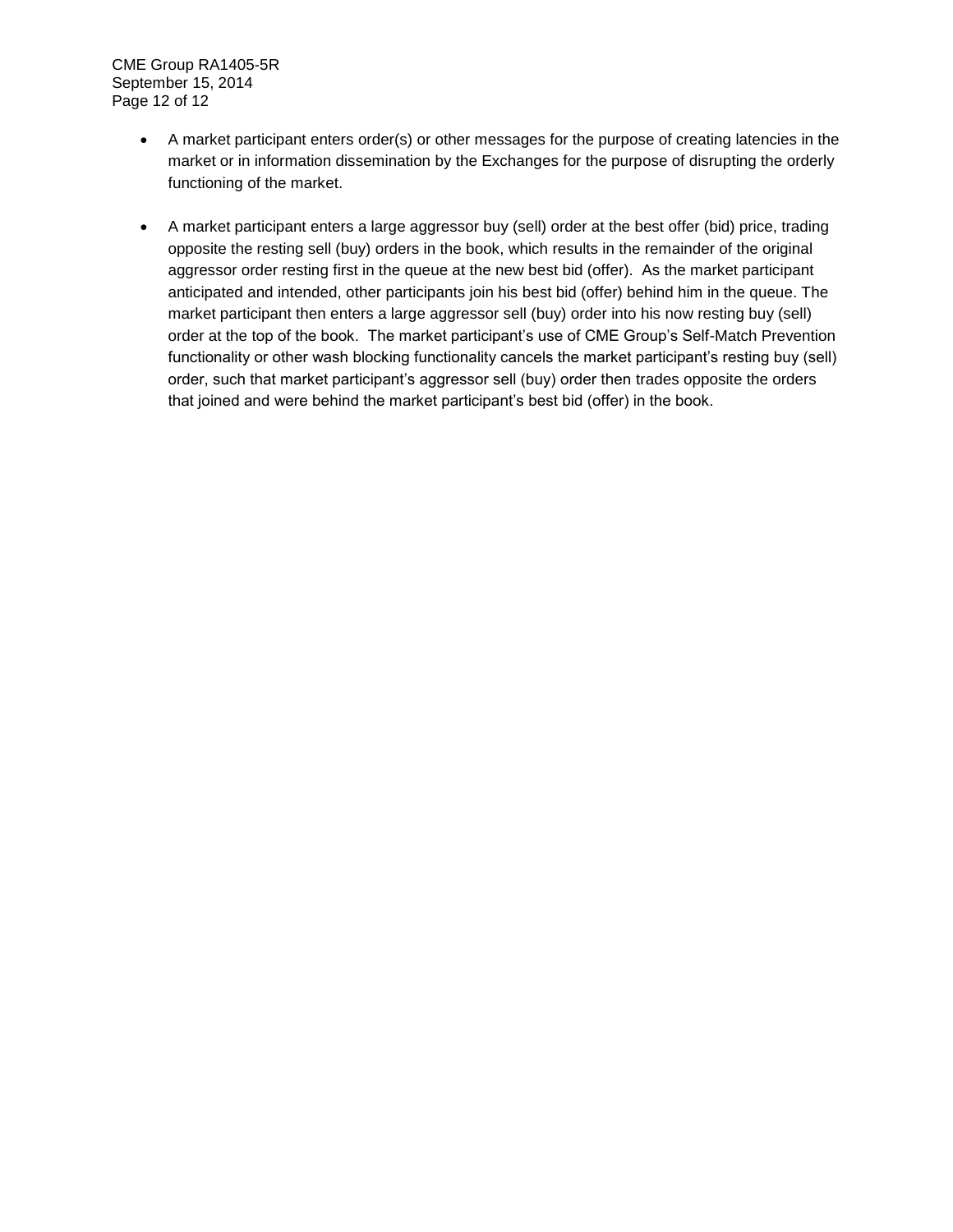- A market participant enters order(s) or other messages for the purpose of creating latencies in the market or in information dissemination by the Exchanges for the purpose of disrupting the orderly functioning of the market.

- A market participant enters a large aggressor buy (sell) order at the best offer (bid) price, trading opposite the resting sell (buy) orders in the book, which results in the remainder of the original aggressor order resting first in the queue at the new best bid (offer). As the market participant anticipated and intended, other participants join his best bid (offer) behind him in the queue. The market participant then enters a large aggressor sell (buy) order into his now resting buy (sell) order at the top of the book. The market participant's use of CME Group's Self-Match Prevention functionality or other wash blocking functionality cancels the market participant's resting buy (sell) order, such that market participant's aggressor sell (buy) order then trades opposite the orders that joined and were behind the market participant's best bid (offer) in the book.